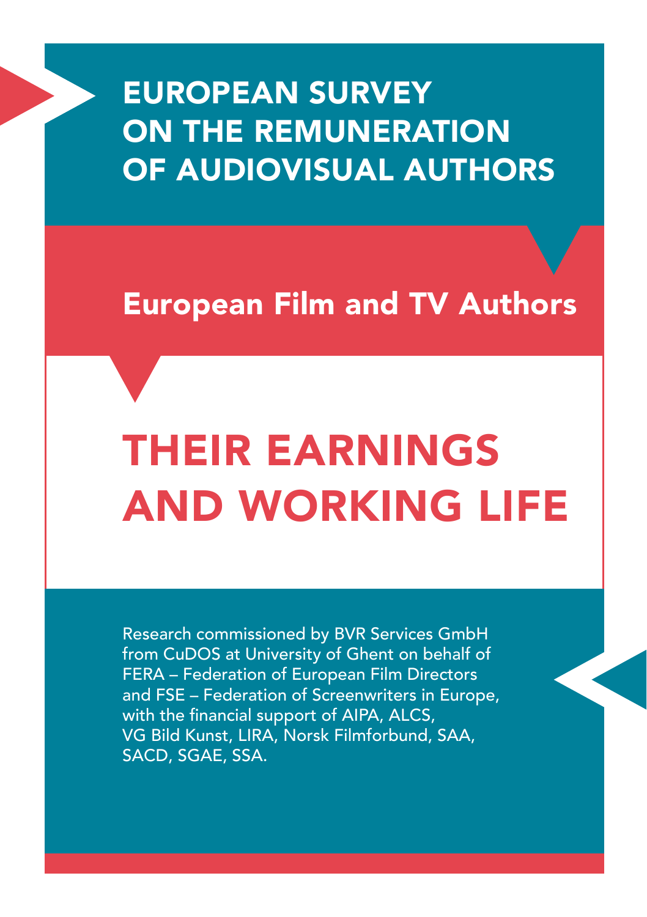# EUROPEAN SURVEY ON THE REMUNERATION OF AUDIOVISUAL AUTHORS

## European Film and TV Authors

# THEIR EARNINGS AND WORKING LIFE

Research commissioned by BVR Services GmbH from CuDOS at University of Ghent on behalf of FERA – Federation of European Film Directors and FSE – Federation of Screenwriters in Europe, with the financial support of AIPA, ALCS, VG Bild Kunst, LIRA, Norsk Filmforbund, SAA, SACD, SGAE, SSA.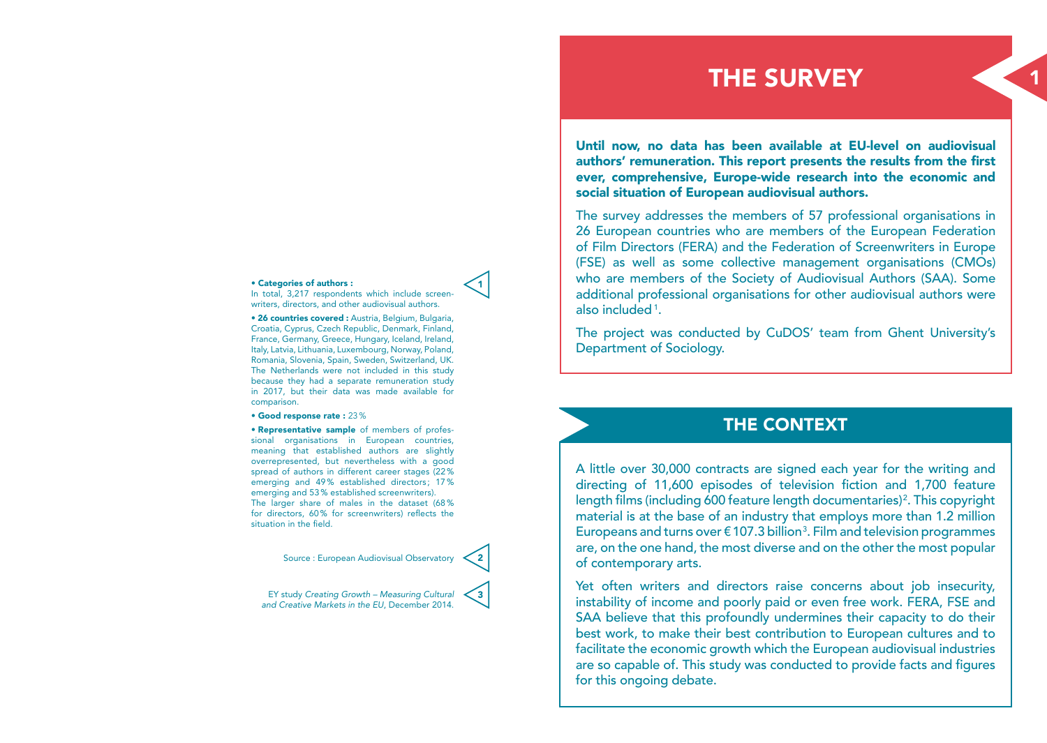# THE SURVEY

**Until now, no data has been available at EU-level on audiovisual authors' remuneration. This report presents the results from the first ever, comprehensive, Europe-wide research into the economic and social situation of European audiovisual authors.**

The survey addresses the members of 57 professional organisations in 26 European countries who are members of the European Federation of Film Directors (FERA) and the Federation of Screenwriters in Europe (FSE) as well as some collective management organisations (CMOs) who are members of the Society of Audiovisual Authors (SAA). Some additional professional organisations for other audiovisual authors were also included [1].

The project was conducted by CuDOS' team from Ghent University's Department of Sociology.

# THE CONTEXT

A little over 30,000 contracts are signed each year for the writing and directing of 11,600 episodes of television fiction and 1,700 feature length films (including 600 feature length documentaries)[2]. This copyright material is at the base of an industry that employs more than 1.2 million Europeans and turns over € 107.3 billion[3]. Film and television programmes are, on the one hand, the most diverse and on the other the most popular of contemporary arts.

Yet often writers and directors raise concerns about job insecurity, instability of income and poorly paid or even free work. FERA, FSE and SAA believe that this profoundly undermines their capacity to do their best work, to make their best contribution to European cultures and to facilitate the economic growth which the European audiovisual industries are so capable of. This study was conducted to provide facts and figures for this ongoing debate.

---

[1]

- **Categories of authors :** In total, 3,217 respondents which include screenwriters, directors, and other audiovisual authors.
- **26 countries covered :** Austria, Belgium, Bulgaria, Croatia, Cyprus, Czech Republic, Denmark, Finland, France, Germany, Greece, Hungary, Iceland, Ireland, Italy, Latvia, Lithuania, Luxembourg, Norway, Poland, Romania, Slovenia, Spain, Sweden, Switzerland, UK. The Netherlands were not included in this study because they had a separate remuneration study in 2017, but their data was made available for comparison.
- **Good response rate :** 23 %
- **Representative sample** of members of professional organisations in European countries, meaning that established authors are slightly overrepresented, but nevertheless with a good spread of authors in different career stages (22 % emerging and 49 % established directors; 17 % emerging and 53 % established screenwriters). The larger share of males in the dataset (68 % for directors, 60 % for screenwriters) reflects the situation in the field.

[2] Source : European Audiovisual Observatory

[3] EY study *Creating Growth – Measuring Cultural and Creative Markets in the EU*, December 2014.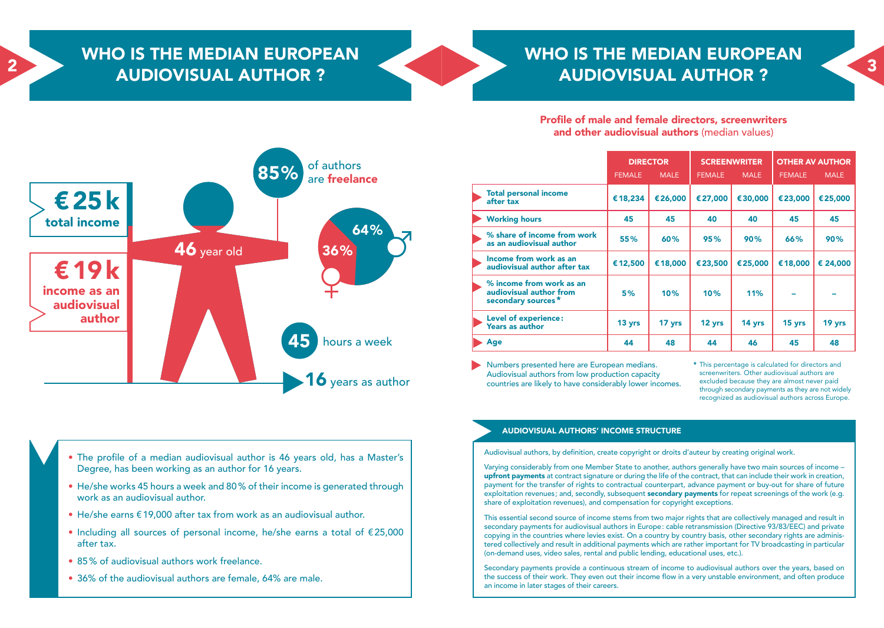# WHO IS THE MEDIAN EUROPEAN AUDIOVISUAL AUTHOR ?

**€25k** total income

**€19k** income as an audiovisual author

**85%** of authors are **freelance**

**46** year old

64% ♂ / 36% ♀

**45** hours a week

**16** years as author

- The profile of a median audiovisual author is 46 years old, has a Master's Degree, has been working as an author for 16 years.
- He/she works 45 hours a week and 80% of their income is generated through work as an audiovisual author.
- He/she earns €19,000 after tax from work as an audiovisual author.
- Including all sources of personal income, he/she earns a total of €25,000 after tax.
- 85% of audiovisual authors work freelance.
- 36% of the audiovisual authors are female, 64% are male.

# WHO IS THE MEDIAN EUROPEAN AUDIOVISUAL AUTHOR ?

**Profile of male and female directors, screenwriters and other audiovisual authors** (median values)

| | DIRECTOR | | SCREENWRITER | | OTHER AV AUTHOR | |
|---|---|---|---|---|---|---|
| | FEMALE | MALE | FEMALE | MALE | FEMALE | MALE |
| **Total personal income after tax** | €18,234 | €26,000 | €27,000 | €30,000 | €23,000 | €25,000 |
| **Working hours** | 45 | 45 | 40 | 40 | 45 | 45 |
| **% share of income from work as an audiovisual author** | 55% | 60% | 95% | 90% | 66% | 90% |
| **Income from work as an audiovisual author after tax** | €12,500 | €18,000 | €23,500 | €25,000 | €18,000 | € 24,000 |
| **% income from work as an audiovisual author from secondary sources*** | 5% | 10% | 10% | 11% | – | – |
| **Level of experience: Years as author** | 13 yrs | 17 yrs | 12 yrs | 14 yrs | 15 yrs | 19 yrs |
| **Age** | 44 | 48 | 44 | 46 | 45 | 48 |

Numbers presented here are European medians. Audiovisual authors from low production capacity countries are likely to have considerably lower incomes.

\* This percentage is calculated for directors and screenwriters. Other audiovisual authors are excluded because they are almost never paid through secondary payments as they are not widely recognized as audiovisual authors across Europe.

## AUDIOVISUAL AUTHORS' INCOME STRUCTURE

Audiovisual authors, by definition, create copyright or droits d'auteur by creating original work.

Varying considerably from one Member State to another, authors generally have two main sources of income – **upfront payments** at contract signature or during the life of the contract, that can include their work in creation, payment for the transfer of rights to contractual counterpart, advance payment or buy-out for share of future exploitation revenues; and, secondly, subsequent **secondary payments** for repeat screenings of the work (e.g. share of exploitation revenues), and compensation for copyright exceptions.

This essential second source of income stems from two major rights that are collectively managed and result in secondary payments for audiovisual authors in Europe: cable retransmission (Directive 93/83/EEC) and private copying in the countries where levies exist. On a country by country basis, other secondary rights are administered collectively and result in additional payments which are rather important for TV broadcasting in particular (on-demand uses, video sales, rental and public lending, educational uses, etc.).

Secondary payments provide a continuous stream of income to audiovisual authors over the years, based on the success of their work. They even out their income flow in a very unstable environment, and often produce an income in later stages of their careers.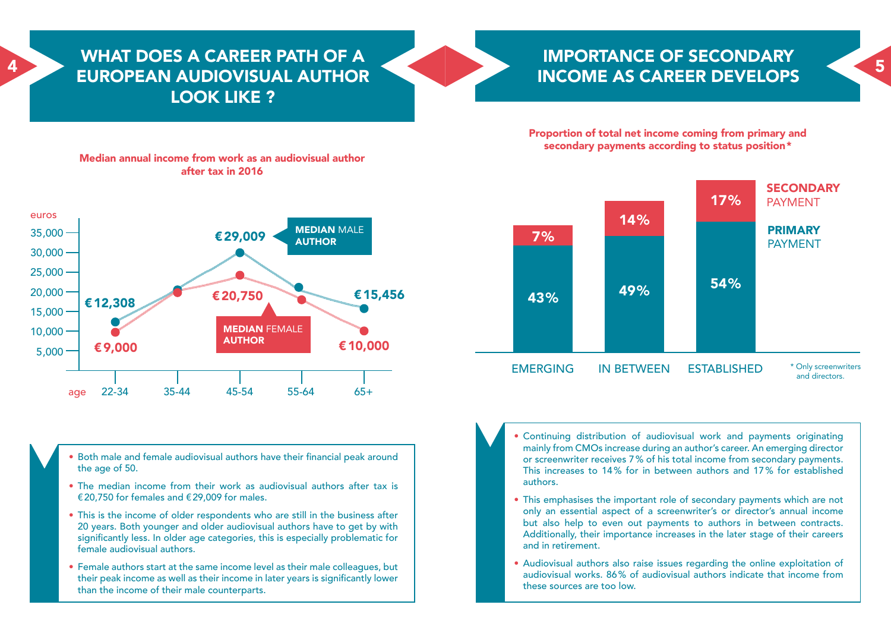## WHAT DOES A CAREER PATH OF A EUROPEAN AUDIOVISUAL AUTHOR LOOK LIKE ?

**Median annual income from work as an audiovisual author after tax in 2016**

| age | 22-34 | 35-44 | 45-54 | 55-64 | 65+ |
|---|---|---|---|---|---|
| Median male author (euros) | €12,308 | | €29,009 | | €15,456 |
| Median female author (euros) | €9,000 | | €20,750 | | €10,000 |

- Both male and female audiovisual authors have their financial peak around the age of 50.
- The median income from their work as audiovisual authors after tax is €20,750 for females and €29,009 for males.
- This is the income of older respondents who are still in the business after 20 years. Both younger and older audiovisual authors have to get by with significantly less. In older age categories, this is especially problematic for female audiovisual authors.
- Female authors start at the same income level as their male colleagues, but their peak income as well as their income in later years is significantly lower than the income of their male counterparts.

## IMPORTANCE OF SECONDARY INCOME AS CAREER DEVELOPS

**Proportion of total net income coming from primary and secondary payments according to status position***

| | EMERGING | IN BETWEEN | ESTABLISHED |
|---|---|---|---|
| SECONDARY PAYMENT | 7% | 14% | 17% |
| PRIMARY PAYMENT | 43% | 49% | 54% |

* Only screenwriters and directors.

- Continuing distribution of audiovisual work and payments originating mainly from CMOs increase during an author's career. An emerging director or screenwriter receives 7% of his total income from secondary payments. This increases to 14% for in between authors and 17% for established authors.
- This emphasises the important role of secondary payments which are not only an essential aspect of a screenwriter's or director's annual income but also help to even out payments to authors in between contracts. Additionally, their importance increases in the later stage of their careers and in retirement.
- Audiovisual authors also raise issues regarding the online exploitation of audiovisual works. 86% of audiovisual authors indicate that income from these sources are too low.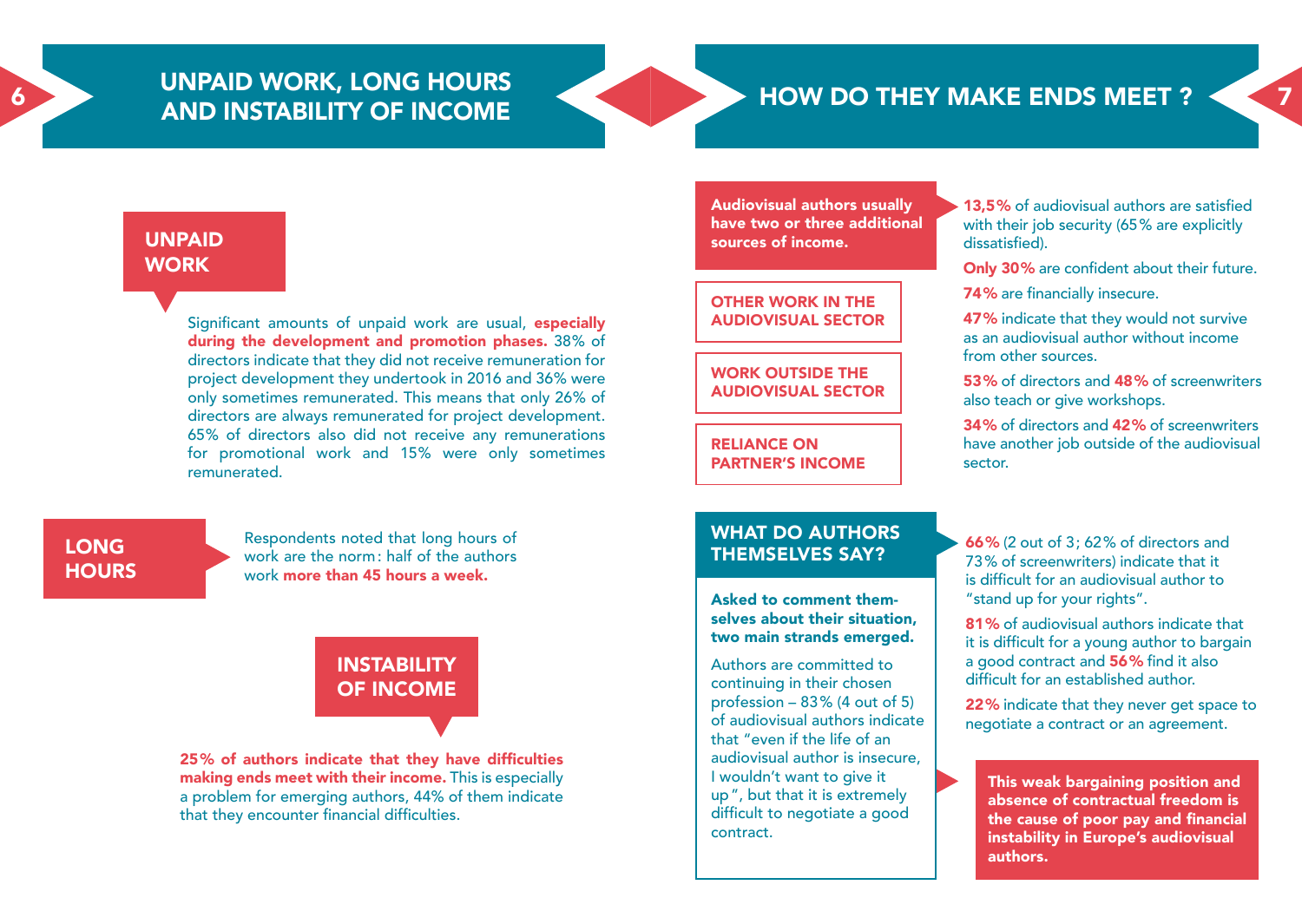## UNPAID WORK, LONG HOURS AND INSTABILITY OF INCOME

### UNPAID WORK

Significant amounts of unpaid work are usual, **especially during the development and promotion phases.** 38% of directors indicate that they did not receive remuneration for project development they undertook in 2016 and 36% were only sometimes remunerated. This means that only 26% of directors are always remunerated for project development. 65% of directors also did not receive any remunerations for promotional work and 15% were only sometimes remunerated.

### LONG HOURS

Respondents noted that long hours of work are the norm: half of the authors work **more than 45 hours a week.**

### INSTABILITY OF INCOME

**25% of authors indicate that they have difficulties making ends meet with their income.** This is especially a problem for emerging authors, 44% of them indicate that they encounter financial difficulties.

## HOW DO THEY MAKE ENDS MEET ?

**Audiovisual authors usually have two or three additional sources of income.**

- **OTHER WORK IN THE AUDIOVISUAL SECTOR**
- **WORK OUTSIDE THE AUDIOVISUAL SECTOR**
- **RELIANCE ON PARTNER'S INCOME**

**13,5%** of audiovisual authors are satisfied with their job security (65% are explicitly dissatisfied).

**Only 30%** are confident about their future.

**74%** are financially insecure.

**47%** indicate that they would not survive as an audiovisual author without income from other sources.

**53%** of directors and **48%** of screenwriters also teach or give workshops.

**34%** of directors and **42%** of screenwriters have another job outside of the audiovisual sector.

### WHAT DO AUTHORS THEMSELVES SAY?

**Asked to comment themselves about their situation, two main strands emerged.**

Authors are committed to continuing in their chosen profession – 83% (4 out of 5) of audiovisual authors indicate that "even if the life of an audiovisual author is insecure, I wouldn't want to give it up", but that it is extremely difficult to negotiate a good contract.

**66%** (2 out of 3; 62% of directors and 73% of screenwriters) indicate that it is difficult for an audiovisual author to "stand up for your rights".

**81%** of audiovisual authors indicate that it is difficult for a young author to bargain a good contract and **56%** find it also difficult for an established author.

**22%** indicate that they never get space to negotiate a contract or an agreement.

**This weak bargaining position and absence of contractual freedom is the cause of poor pay and financial instability in Europe's audiovisual authors.**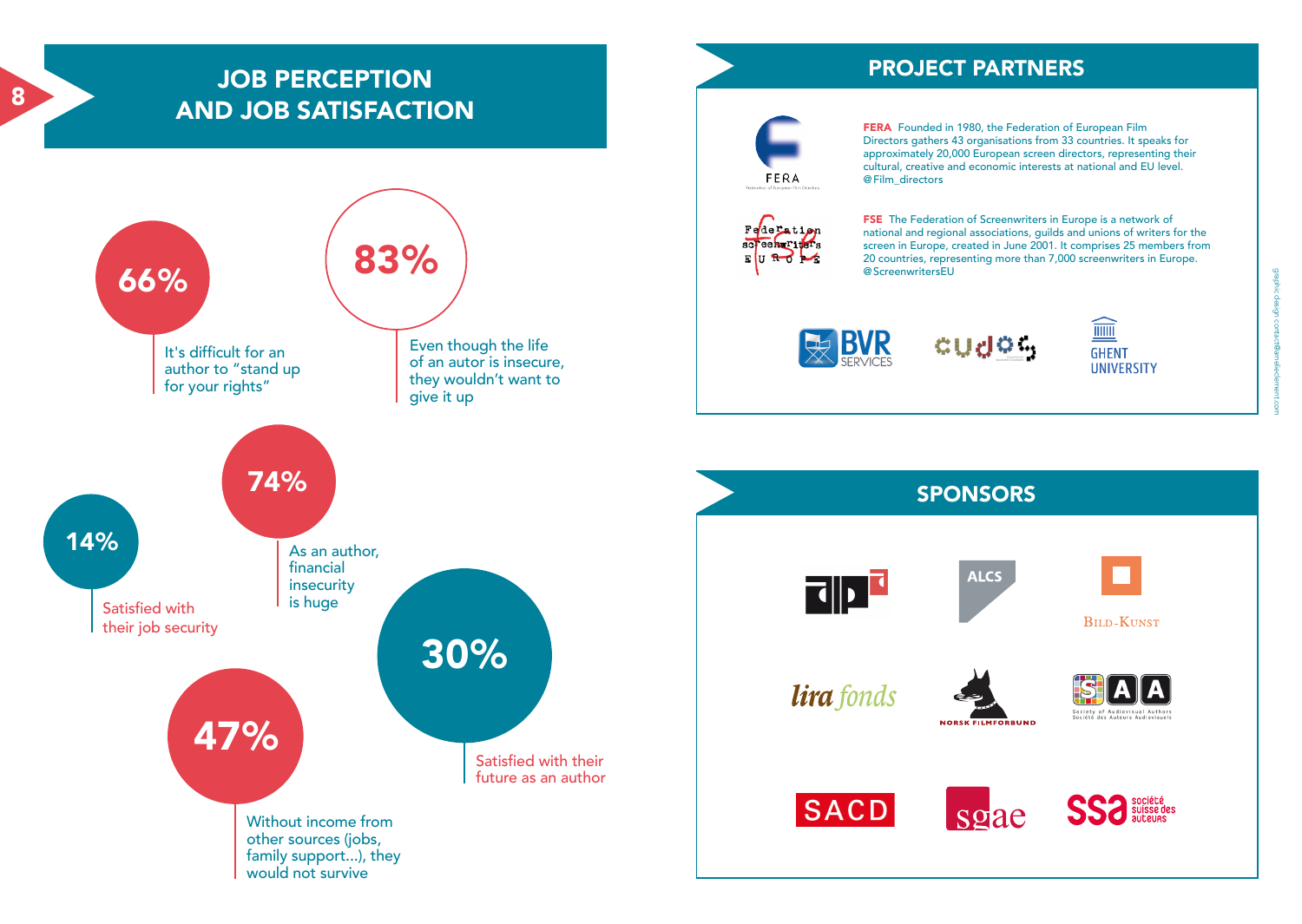# JOB PERCEPTION AND JOB SATISFACTION

**66%** It's difficult for an author to "stand up for your rights"

**83%** Even though the life of an autor is insecure, they wouldn't want to give it up

**14%** Satisfied with their job security

**74%** As an author, financial insecurity is huge

**30%** Satisfied with their future as an author

**47%** Without income from other sources (jobs, family support...), they would not survive

# PROJECT PARTNERS

FERA

**FERA** Founded in 1980, the Federation of European Film Directors gathers 43 organisations from 33 countries. It speaks for approximately 20,000 European screen directors, representing their cultural, creative and economic interests at national and EU level. @Film_directors

**FSE** The Federation of Screenwriters in Europe is a network of national and regional associations, guilds and unions of writers for the screen in Europe, created in June 2001. It comprises 25 members from 20 countries, representing more than 7,000 screenwriters in Europe. @ScreenwritersEU

BVR SERVICES

cudos

GHENT UNIVERSITY

# SPONSORS

dp

ALCS

BILD-KUNST

lira fonds

NORSK FILMFORBUND

SAA Society of Audiovisual Authors Société des Auteurs Audiovisuels

SACD

sgae

SSA société suisse des auteurs

graphic design contact@ameliaclement.com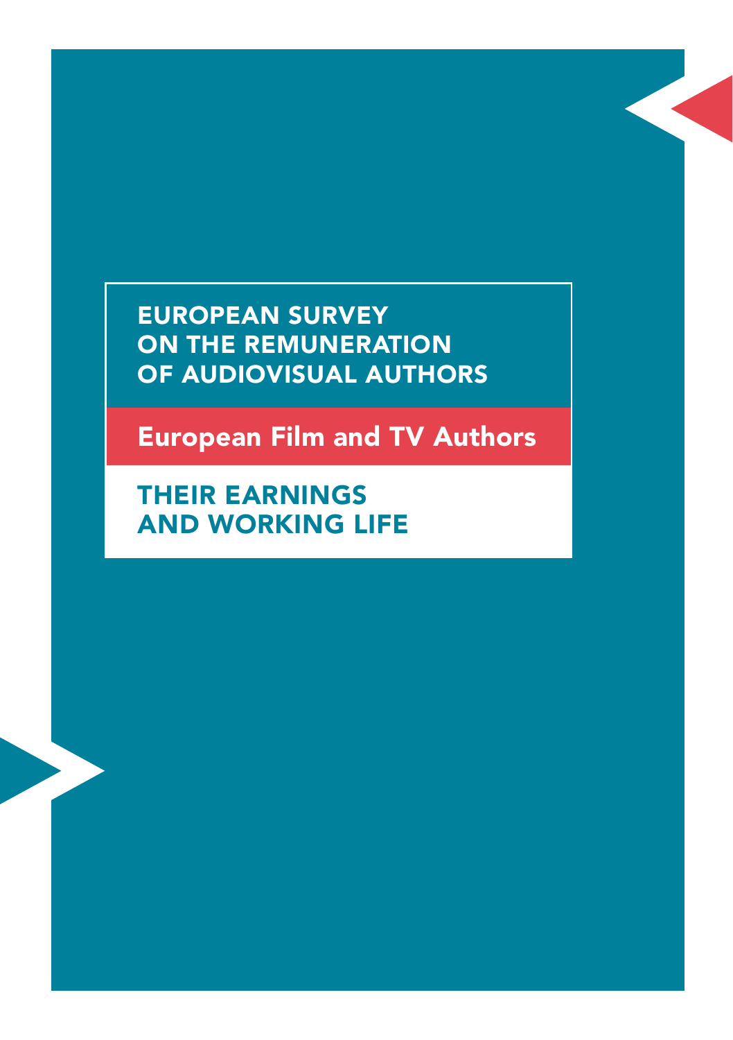# EUROPEAN SURVEY ON THE REMUNERATION OF AUDIOVISUAL AUTHORS

## European Film and TV Authors

## THEIR EARNINGS AND WORKING LIFE